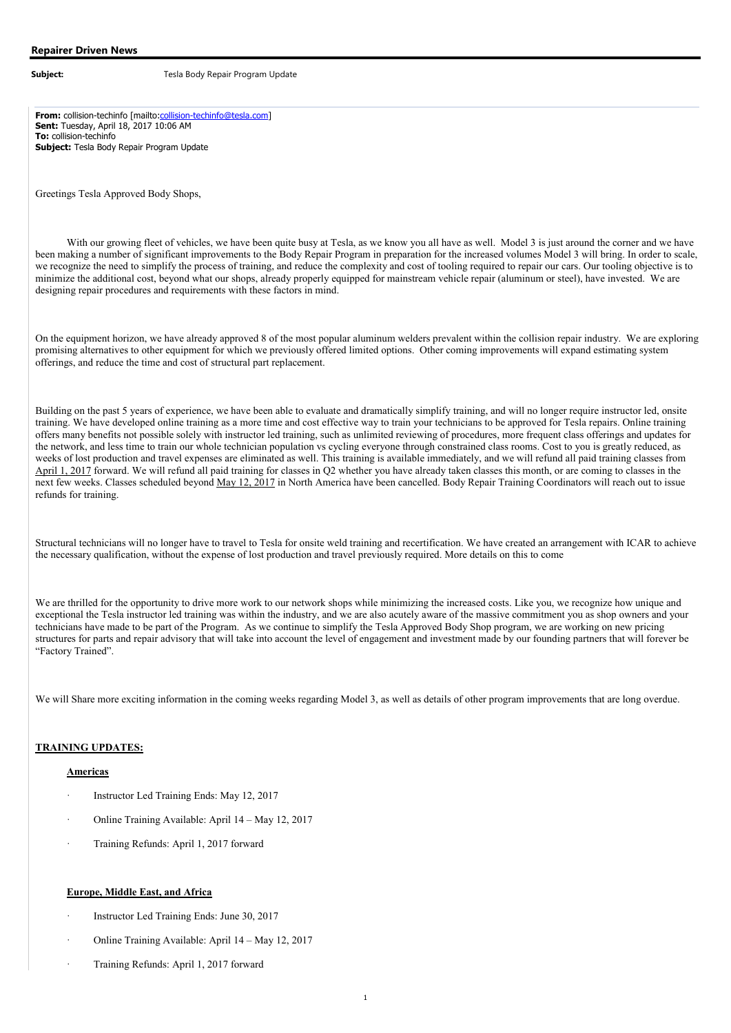**Repairer Driven News**

**Subject:** Tesla Body Repair Program Update

**From:** collision-techinfo [mailto:collision-techinfo@tesla.com]
**Sent:** Tuesday, April 18, 2017 10:06 AM
**To:** collision-techinfo
**Subject:** Tesla Body Repair Program Update

Greetings Tesla Approved Body Shops,

With our growing fleet of vehicles, we have been quite busy at Tesla, as we know you all have as well. Model 3 is just around the corner and we have been making a number of significant improvements to the Body Repair Program in preparation for the increased volumes Model 3 will bring. In order to scale, we recognize the need to simplify the process of training, and reduce the complexity and cost of tooling required to repair our cars. Our tooling objective is to minimize the additional cost, beyond what our shops, already properly equipped for mainstream vehicle repair (aluminum or steel), have invested. We are designing repair procedures and requirements with these factors in mind.

On the equipment horizon, we have already approved 8 of the most popular aluminum welders prevalent within the collision repair industry. We are exploring promising alternatives to other equipment for which we previously offered limited options. Other coming improvements will expand estimating system offerings, and reduce the time and cost of structural part replacement.

Building on the past 5 years of experience, we have been able to evaluate and dramatically simplify training, and will no longer require instructor led, onsite training. We have developed online training as a more time and cost effective way to train your technicians to be approved for Tesla repairs. Online training offers many benefits not possible solely with instructor led training, such as unlimited reviewing of procedures, more frequent class offerings and updates for the network, and less time to train our whole technician population vs cycling everyone through constrained class rooms. Cost to you is greatly reduced, as weeks of lost production and travel expenses are eliminated as well. This training is available immediately, and we will refund all paid training classes from April 1, 2017 forward. We will refund all paid training for classes in Q2 whether you have already taken classes this month, or are coming to classes in the next few weeks. Classes scheduled beyond May 12, 2017 in North America have been cancelled. Body Repair Training Coordinators will reach out to issue refunds for training.

Structural technicians will no longer have to travel to Tesla for onsite weld training and recertification. We have created an arrangement with ICAR to achieve the necessary qualification, without the expense of lost production and travel previously required. More details on this to come

We are thrilled for the opportunity to drive more work to our network shops while minimizing the increased costs. Like you, we recognize how unique and exceptional the Tesla instructor led training was within the industry, and we are also acutely aware of the massive commitment you as shop owners and your technicians have made to be part of the Program. As we continue to simplify the Tesla Approved Body Shop program, we are working on new pricing structures for parts and repair advisory that will take into account the level of engagement and investment made by our founding partners that will forever be "Factory Trained".

We will Share more exciting information in the coming weeks regarding Model 3, as well as details of other program improvements that are long overdue.

**TRAINING UPDATES:**

**Americas**

- Instructor Led Training Ends: May 12, 2017
- Online Training Available: April 14 – May 12, 2017
- Training Refunds: April 1, 2017 forward

**Europe, Middle East, and Africa**

- Instructor Led Training Ends: June 30, 2017
- Online Training Available: April 14 – May 12, 2017
- Training Refunds: April 1, 2017 forward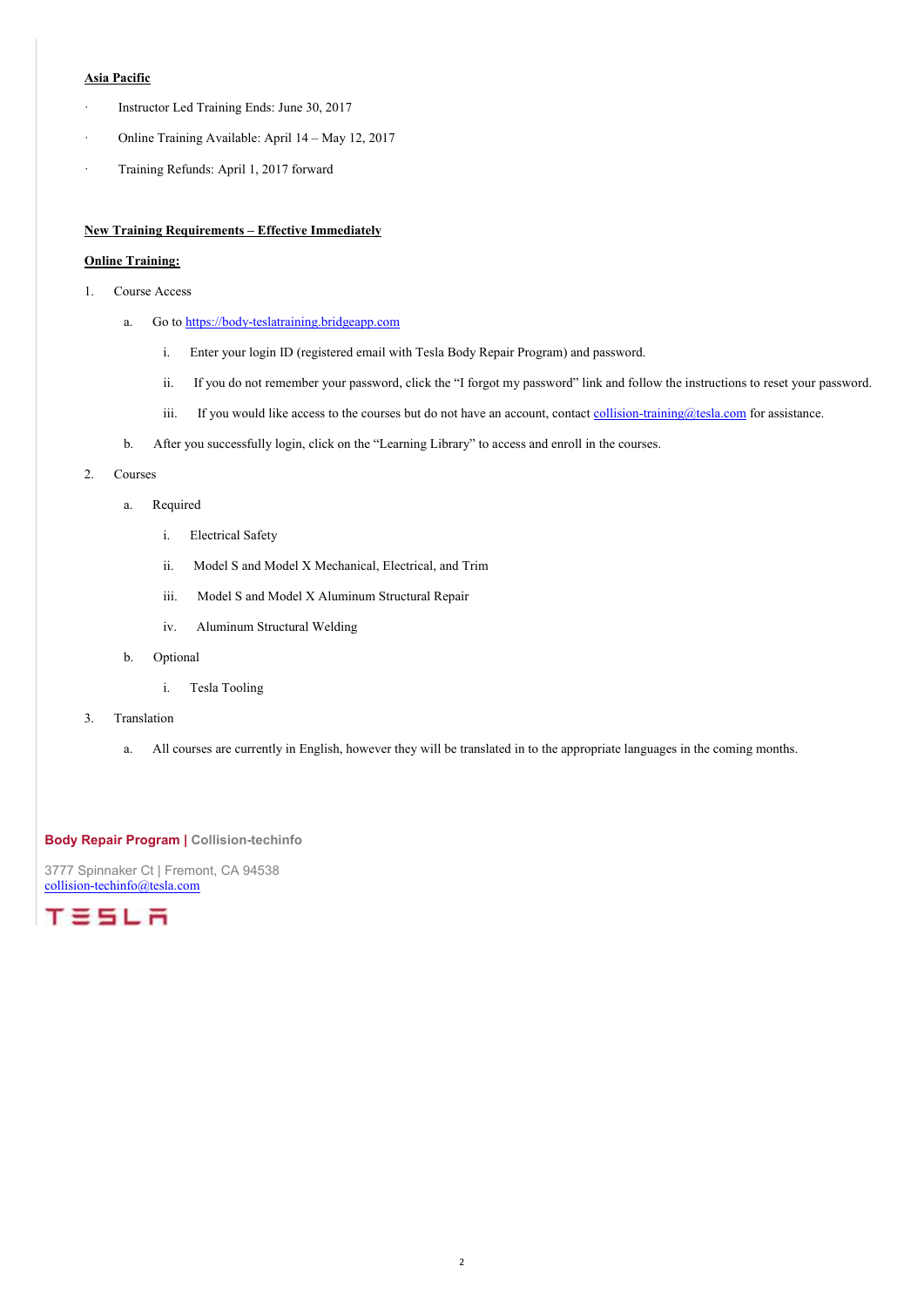**Asia Pacific**

- Instructor Led Training Ends: June 30, 2017
- Online Training Available: April 14 – May 12, 2017
- Training Refunds: April 1, 2017 forward

**New Training Requirements – Effective Immediately**

**Online Training:**

1. Course Access
   a. Go to https://body-teslatraining.bridgeapp.com
      i. Enter your login ID (registered email with Tesla Body Repair Program) and password.
      ii. If you do not remember your password, click the "I forgot my password" link and follow the instructions to reset your password.
      iii. If you would like access to the courses but do not have an account, contact collision-training@tesla.com for assistance.
   b. After you successfully login, click on the "Learning Library" to access and enroll in the courses.
2. Courses
   a. Required
      i. Electrical Safety
      ii. Model S and Model X Mechanical, Electrical, and Trim
      iii. Model S and Model X Aluminum Structural Repair
      iv. Aluminum Structural Welding
   b. Optional
      i. Tesla Tooling
3. Translation
   a. All courses are currently in English, however they will be translated in to the appropriate languages in the coming months.

**Body Repair Program** | Collision-techinfo

3777 Spinnaker Ct | Fremont, CA 94538
collision-techinfo@tesla.com

TESLA